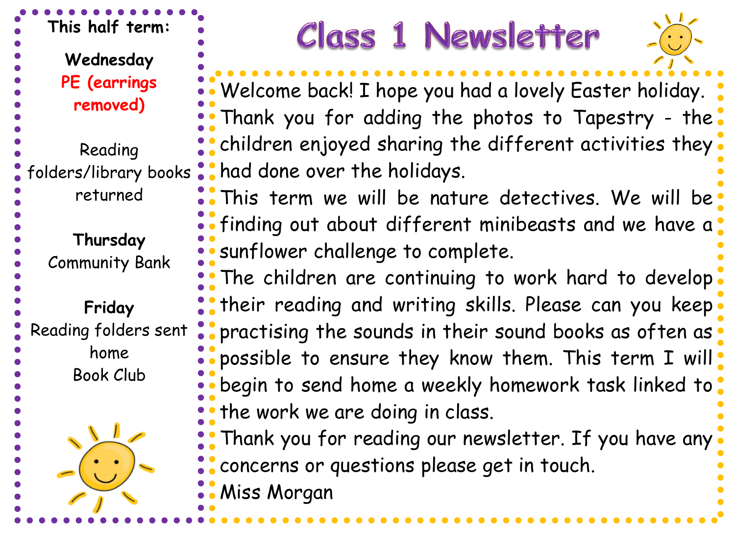# Class 1 Newsletter

**This half term:**

**Wednesday**
PE (earrings removed)

Reading folders/library books returned

**Thursday**
Community Bank

**Friday**
Reading folders sent home
Book Club

Welcome back! I hope you had a lovely Easter holiday. Thank you for adding the photos to Tapestry - the children enjoyed sharing the different activities they had done over the holidays.

This term we will be nature detectives. We will be finding out about different minibeasts and we have a sunflower challenge to complete.

The children are continuing to work hard to develop their reading and writing skills. Please can you keep practising the sounds in their sound books as often as possible to ensure they know them. This term I will begin to send home a weekly homework task linked to the work we are doing in class.

Thank you for reading our newsletter. If you have any concerns or questions please get in touch.

Miss Morgan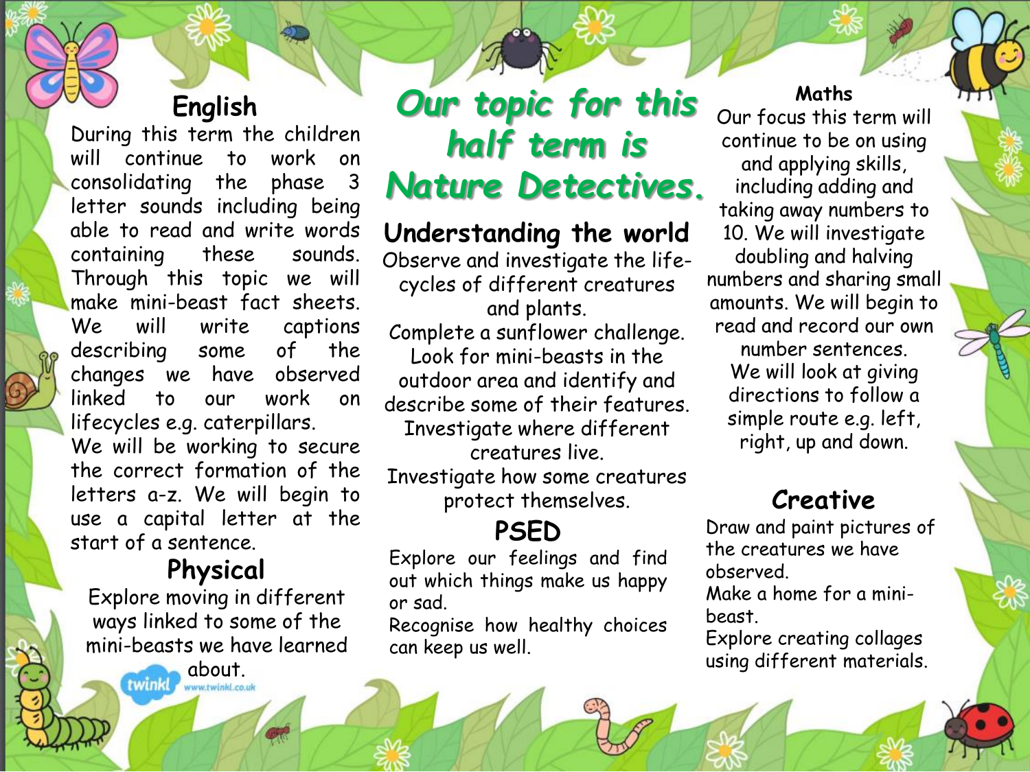# Our topic for this half term is Nature Detectives.

## English

During this term the children will continue to work on consolidating the phase 3 letter sounds including being able to read and write words containing these sounds. Through this topic we will make mini-beast fact sheets. We will write captions describing some of the changes we have observed linked to our work on lifecycles e.g. caterpillars.

We will be working to secure the correct formation of the letters a-z. We will begin to use a capital letter at the start of a sentence.

## Physical

Explore moving in different ways linked to some of the mini-beasts we have learned about.

## Understanding the world

Observe and investigate the life-cycles of different creatures and plants.

Complete a sunflower challenge.

Look for mini-beasts in the outdoor area and identify and describe some of their features.

Investigate where different creatures live.

Investigate how some creatures protect themselves.

## PSED

Explore our feelings and find out which things make us happy or sad.

Recognise how healthy choices can keep us well.

## Maths

Our focus this term will continue to be on using and applying skills, including adding and taking away numbers to 10. We will investigate doubling and halving numbers and sharing small amounts. We will begin to read and record our own number sentences.

We will look at giving directions to follow a simple route e.g. left, right, up and down.

## Creative

Draw and paint pictures of the creatures we have observed.

Make a home for a mini-beast.

Explore creating collages using different materials.